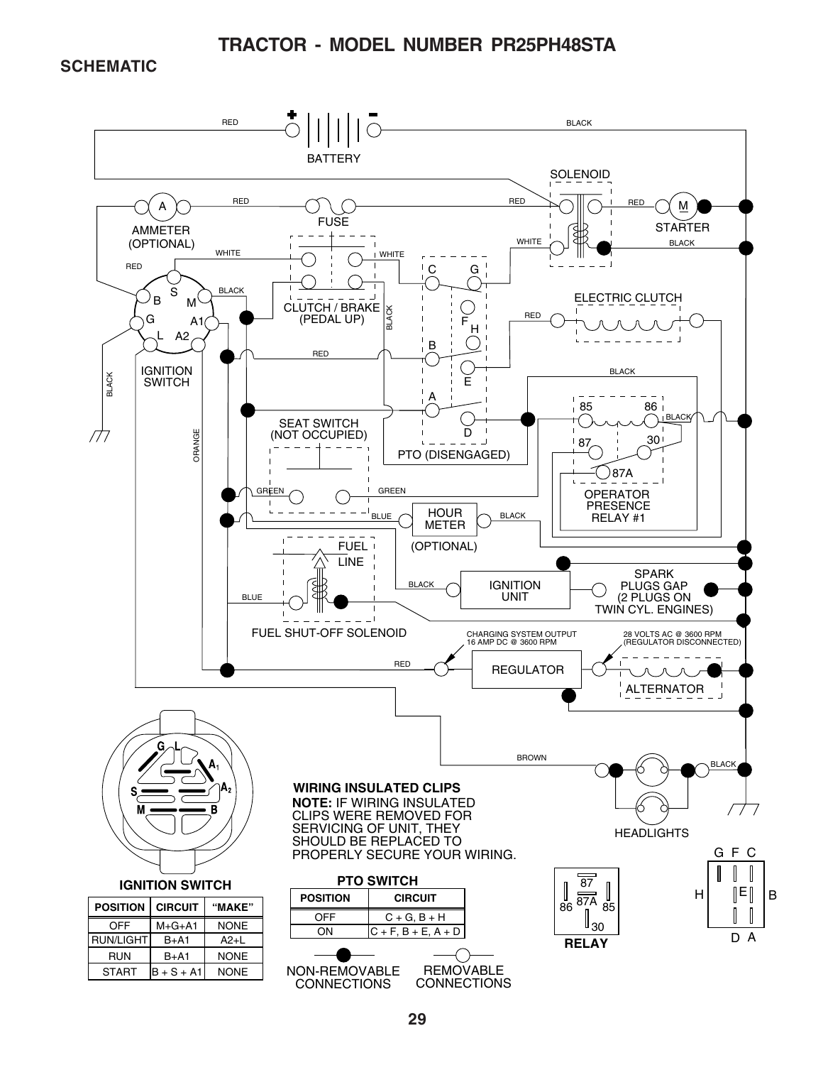# TRACTOR - MODEL NUMBER PR25PH48STA

## SCHEMATIC

**WIRING INSULATED CLIPS**

**NOTE:** IF WIRING INSULATED CLIPS WERE REMOVED FOR SERVICING OF UNIT, THEY SHOULD BE REPLACED TO PROPERLY SECURE YOUR WIRING.

CHARGING SYSTEM OUTPUT 16 AMP DC @ 3600 RPM

28 VOLTS AC @ 3600 RPM (REGULATOR DISCONNECTED)

SPARK PLUGS GAP (2 PLUGS ON TWIN CYL. ENGINES)

### IGNITION SWITCH

| POSITION | CIRCUIT | "MAKE" |
|---|---|---|
| OFF | M+G+A1 | NONE |
| RUN/LIGHT | B+A1 | A2+L |
| RUN | B+A1 | NONE |
| START | B + S + A1 | NONE |

### PTO SWITCH

| POSITION | CIRCUIT |
|---|---|
| OFF | C + G, B + H |
| ON | C + F, B + E, A + D |

**RELAY**

NON-REMOVABLE CONNECTIONS

REMOVABLE CONNECTIONS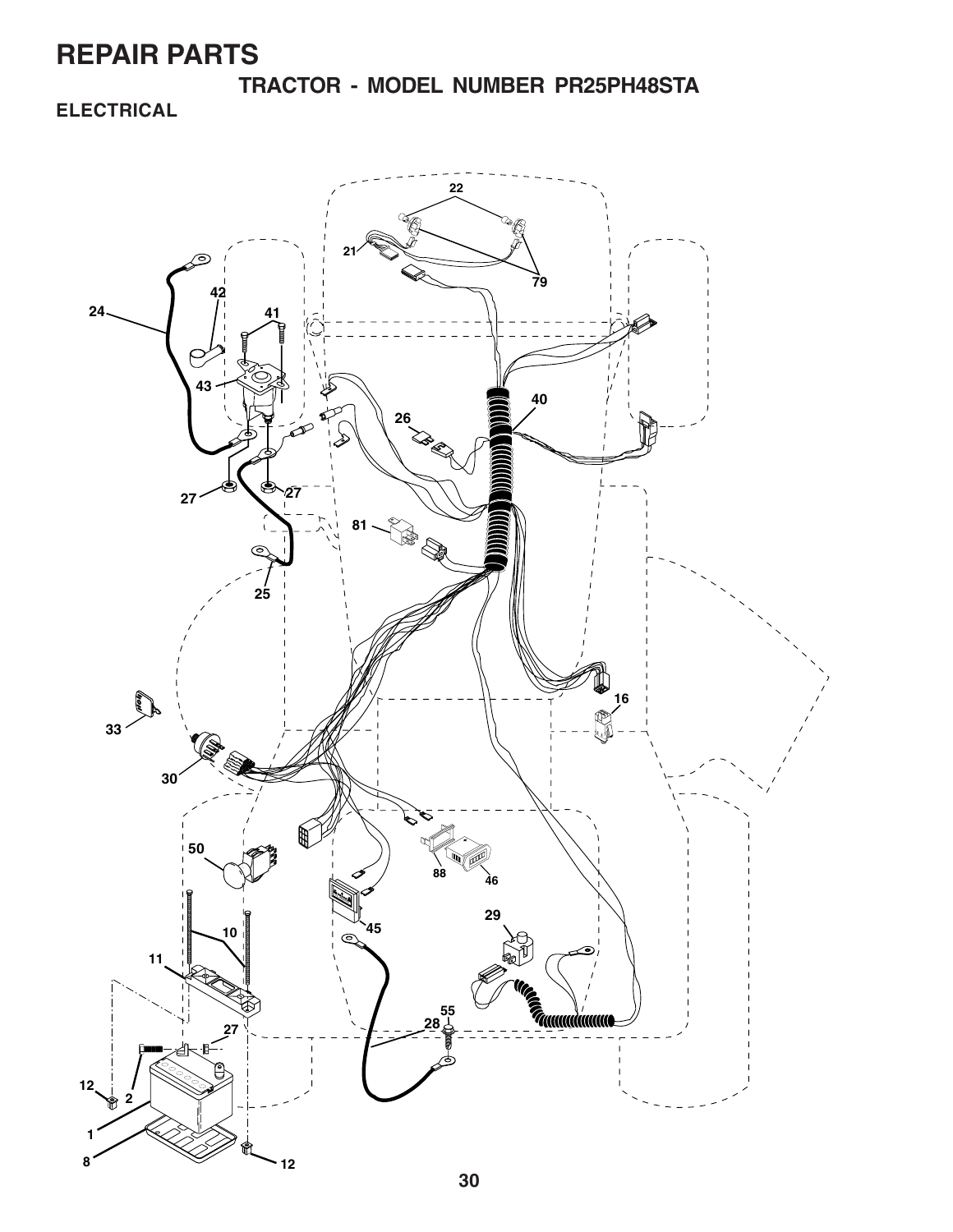# REPAIR PARTS

## TRACTOR - MODEL NUMBER PR25PH48STA

### ELECTRICAL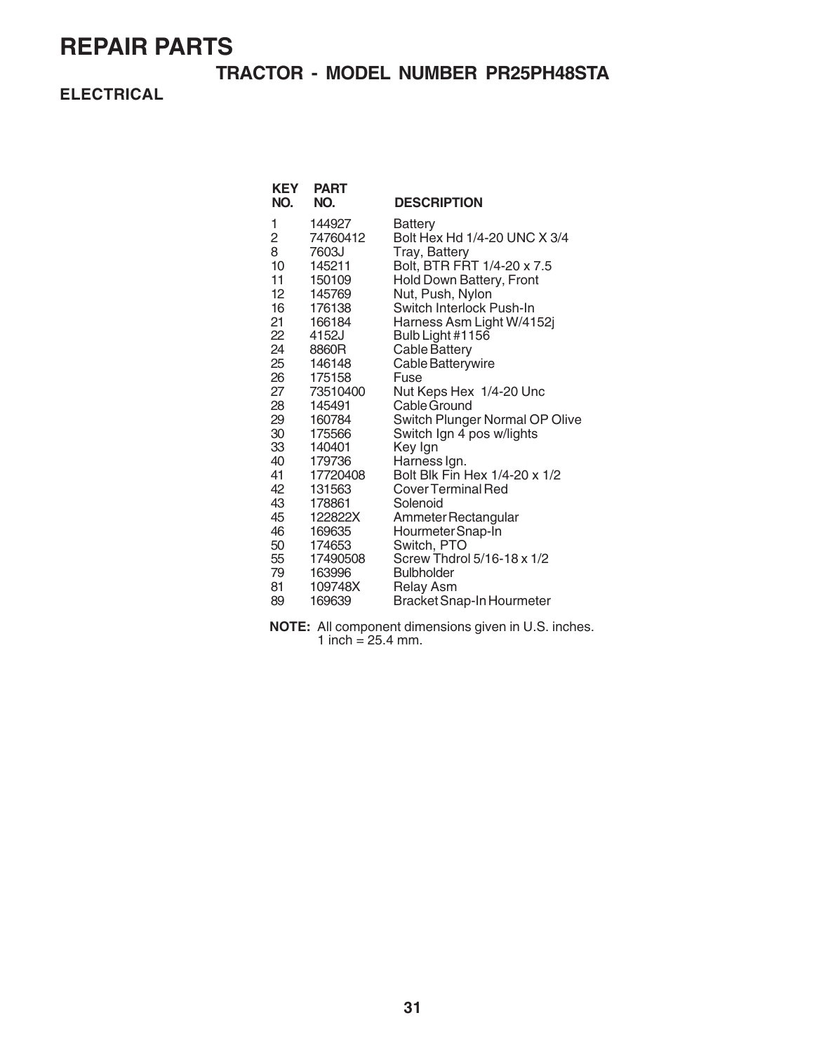# REPAIR PARTS

## TRACTOR - MODEL NUMBER PR25PH48STA

### ELECTRICAL

| KEY NO. | PART NO. | DESCRIPTION |
|---|---|---|
| 1 | 144927 | Battery |
| 2 | 74760412 | Bolt Hex Hd 1/4-20 UNC X 3/4 |
| 8 | 7603J | Tray, Battery |
| 10 | 145211 | Bolt, BTR FRT 1/4-20 x 7.5 |
| 11 | 150109 | Hold Down Battery, Front |
| 12 | 145769 | Nut, Push, Nylon |
| 16 | 176138 | Switch Interlock Push-In |
| 21 | 166184 | Harness Asm Light W/4152j |
| 22 | 4152J | Bulb Light #1156 |
| 24 | 8860R | Cable Battery |
| 25 | 146148 | Cable Batterywire |
| 26 | 175158 | Fuse |
| 27 | 73510400 | Nut Keps Hex 1/4-20 Unc |
| 28 | 145491 | Cable Ground |
| 29 | 160784 | Switch Plunger Normal OP Olive |
| 30 | 175566 | Switch Ign 4 pos w/lights |
| 33 | 140401 | Key Ign |
| 40 | 179736 | Harness Ign. |
| 41 | 17720408 | Bolt Blk Fin Hex 1/4-20 x 1/2 |
| 42 | 131563 | Cover Terminal Red |
| 43 | 178861 | Solenoid |
| 45 | 122822X | Ammeter Rectangular |
| 46 | 169635 | Hourmeter Snap-In |
| 50 | 174653 | Switch, PTO |
| 55 | 17490508 | Screw Thdrol 5/16-18 x 1/2 |
| 79 | 163996 | Bulbholder |
| 81 | 109748X | Relay Asm |
| 89 | 169639 | Bracket Snap-In Hourmeter |

**NOTE:** All component dimensions given in U.S. inches.
1 inch = 25.4 mm.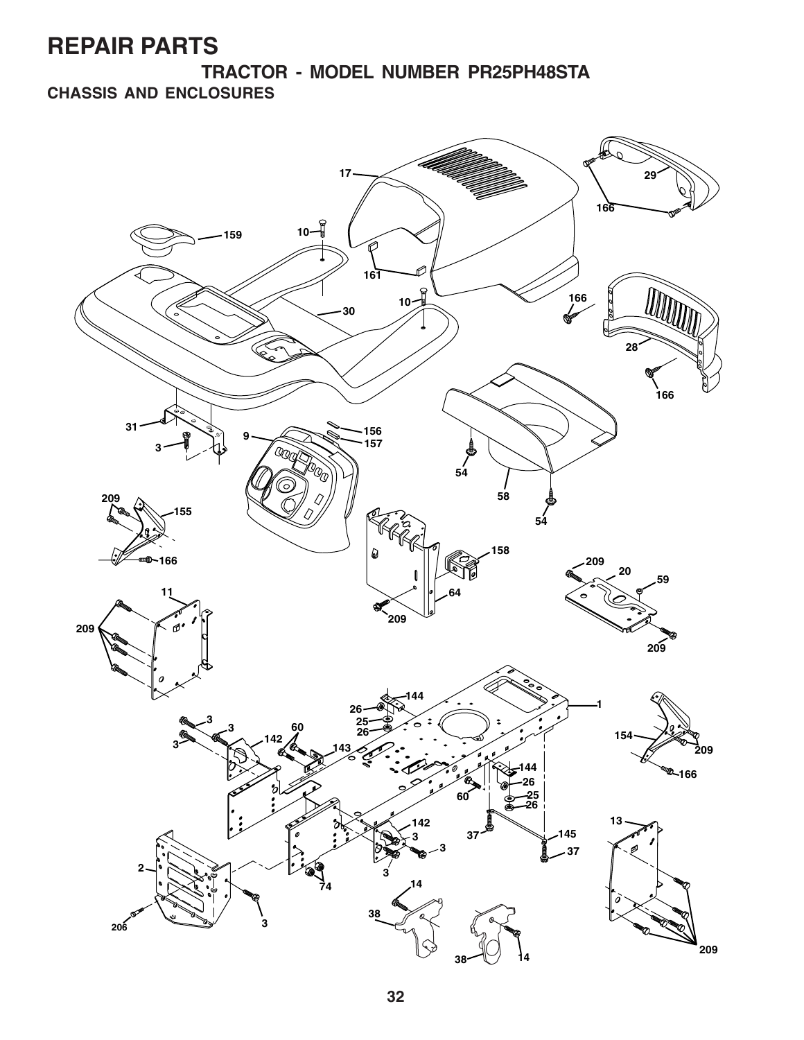# REPAIR PARTS

## TRACTOR - MODEL NUMBER PR25PH48STA

### CHASSIS AND ENCLOSURES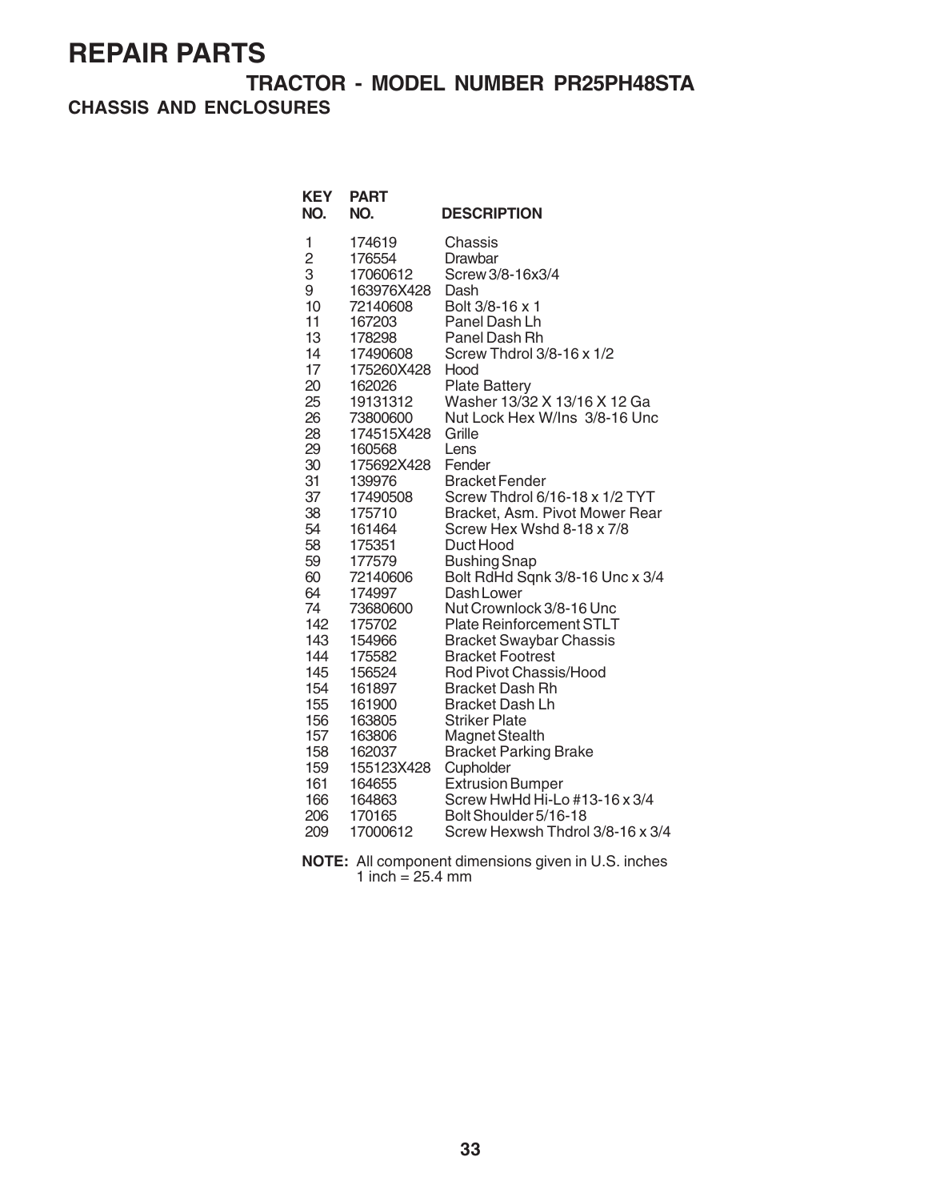# REPAIR PARTS

## TRACTOR - MODEL NUMBER PR25PH48STA

### CHASSIS AND ENCLOSURES

| KEY NO. | PART NO. | DESCRIPTION |
|---|---|---|
| 1 | 174619 | Chassis |
| 2 | 176554 | Drawbar |
| 3 | 17060612 | Screw 3/8-16x3/4 |
| 9 | 163976X428 | Dash |
| 10 | 72140608 | Bolt 3/8-16 x 1 |
| 11 | 167203 | Panel Dash Lh |
| 13 | 178298 | Panel Dash Rh |
| 14 | 17490608 | Screw Thdrol 3/8-16 x 1/2 |
| 17 | 175260X428 | Hood |
| 20 | 162026 | Plate Battery |
| 25 | 19131312 | Washer 13/32 X 13/16 X 12 Ga |
| 26 | 73800600 | Nut Lock Hex W/Ins 3/8-16 Unc |
| 28 | 174515X428 | Grille |
| 29 | 160568 | Lens |
| 30 | 175692X428 | Fender |
| 31 | 139976 | Bracket Fender |
| 37 | 17490508 | Screw Thdrol 6/16-18 x 1/2 TYT |
| 38 | 175710 | Bracket, Asm. Pivot Mower Rear |
| 54 | 161464 | Screw Hex Wshd 8-18 x 7/8 |
| 58 | 175351 | Duct Hood |
| 59 | 177579 | Bushing Snap |
| 60 | 72140606 | Bolt RdHd Sqnk 3/8-16 Unc x 3/4 |
| 64 | 174997 | Dash Lower |
| 74 | 73680600 | Nut Crownlock 3/8-16 Unc |
| 142 | 175702 | Plate Reinforcement STLT |
| 143 | 154966 | Bracket Swaybar Chassis |
| 144 | 175582 | Bracket Footrest |
| 145 | 156524 | Rod Pivot Chassis/Hood |
| 154 | 161897 | Bracket Dash Rh |
| 155 | 161900 | Bracket Dash Lh |
| 156 | 163805 | Striker Plate |
| 157 | 163806 | Magnet Stealth |
| 158 | 162037 | Bracket Parking Brake |
| 159 | 155123X428 | Cupholder |
| 161 | 164655 | Extrusion Bumper |
| 166 | 164863 | Screw HwHd Hi-Lo #13-16 x 3/4 |
| 206 | 170165 | Bolt Shoulder 5/16-18 |
| 209 | 17000612 | Screw Hexwsh Thdrol 3/8-16 x 3/4 |

**NOTE:** All component dimensions given in U.S. inches
1 inch = 25.4 mm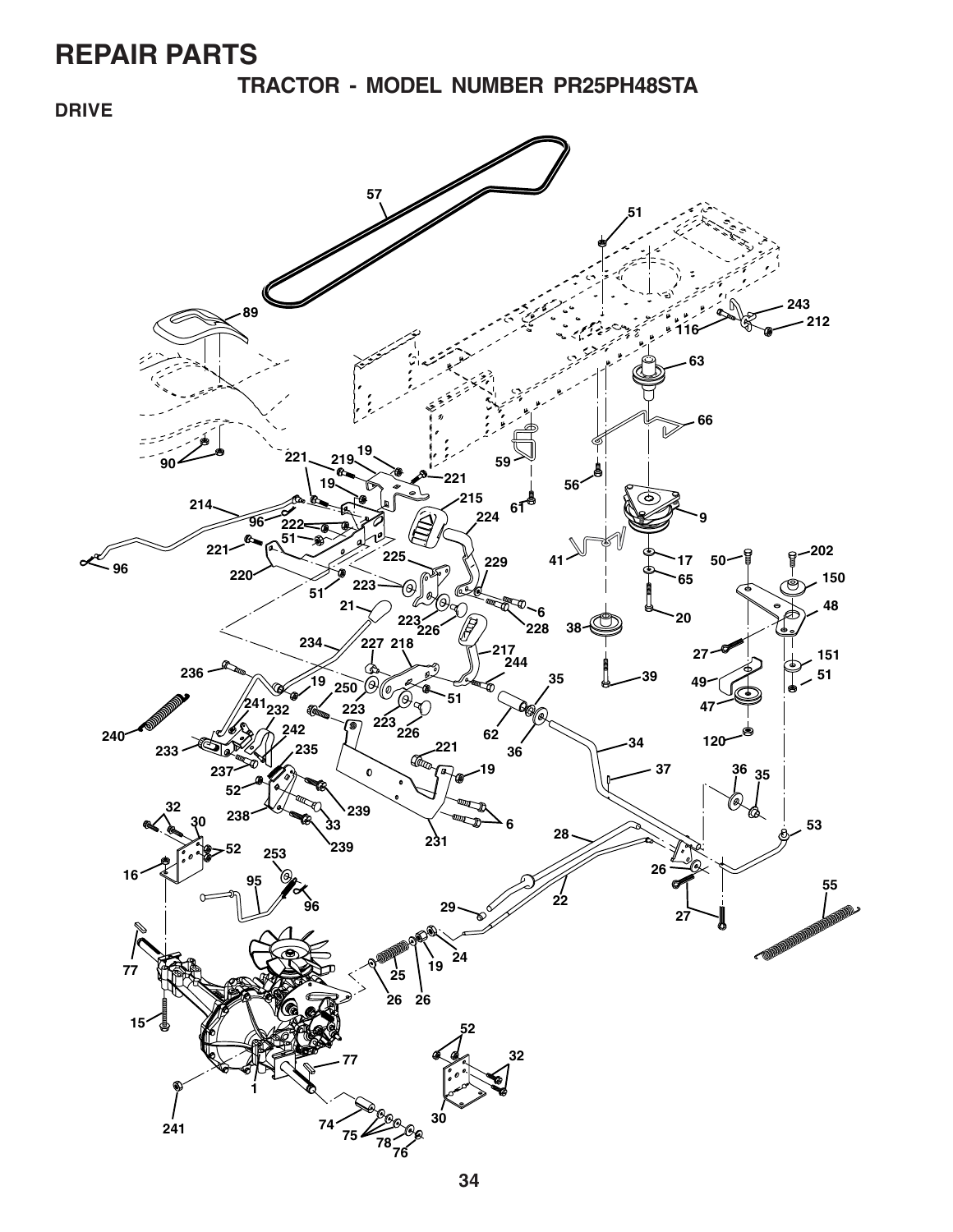# REPAIR PARTS

## TRACTOR - MODEL NUMBER PR25PH48STA

### DRIVE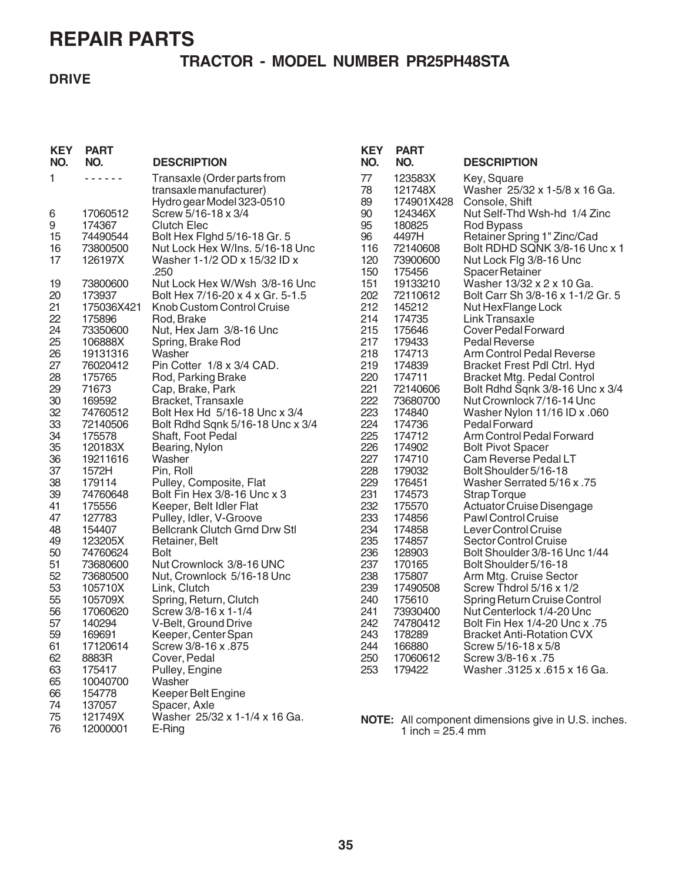# REPAIR PARTS

## TRACTOR - MODEL NUMBER PR25PH48STA

### DRIVE

| KEY NO. | PART NO. | DESCRIPTION |
|---|---|---|
| 1 | - - - - - - | Transaxle (Order parts from transaxle manufacturer) Hydro gear Model 323-0510 |
| 6 | 17060512 | Screw 5/16-18 x 3/4 |
| 9 | 174367 | Clutch Elec |
| 15 | 74490544 | Bolt Hex Flghd 5/16-18 Gr. 5 |
| 16 | 73800500 | Nut Lock Hex W/Ins. 5/16-18 Unc |
| 17 | 126197X | Washer 1-1/2 OD x 15/32 ID x .250 |
| 19 | 73800600 | Nut Lock Hex W/Wsh 3/8-16 Unc |
| 20 | 173937 | Bolt Hex 7/16-20 x 4 x Gr. 5-1.5 |
| 21 | 175036X421 | Knob Custom Control Cruise |
| 22 | 175896 | Rod, Brake |
| 24 | 73350600 | Nut, Hex Jam 3/8-16 Unc |
| 25 | 106888X | Spring, Brake Rod |
| 26 | 19131316 | Washer |
| 27 | 76020412 | Pin Cotter 1/8 x 3/4 CAD. |
| 28 | 175765 | Rod, Parking Brake |
| 29 | 71673 | Cap, Brake, Park |
| 30 | 169592 | Bracket, Transaxle |
| 32 | 74760512 | Bolt Hex Hd 5/16-18 Unc x 3/4 |
| 33 | 72140506 | Bolt Rdhd Sqnk 5/16-18 Unc x 3/4 |
| 34 | 175578 | Shaft, Foot Pedal |
| 35 | 120183X | Bearing, Nylon |
| 36 | 19211616 | Washer |
| 37 | 1572H | Pin, Roll |
| 38 | 179114 | Pulley, Composite, Flat |
| 39 | 74760648 | Bolt Fin Hex 3/8-16 Unc x 3 |
| 41 | 175556 | Keeper, Belt Idler Flat |
| 47 | 127783 | Pulley, Idler, V-Groove |
| 48 | 154407 | Bellcrank Clutch Grnd Drw Stl |
| 49 | 123205X | Retainer, Belt |
| 50 | 74760624 | Bolt |
| 51 | 73680600 | Nut Crownlock 3/8-16 UNC |
| 52 | 73680500 | Nut, Crownlock 5/16-18 Unc |
| 53 | 105710X | Link, Clutch |
| 55 | 105709X | Spring, Return, Clutch |
| 56 | 17060620 | Screw 3/8-16 x 1-1/4 |
| 57 | 140294 | V-Belt, Ground Drive |
| 59 | 169691 | Keeper, Center Span |
| 61 | 17120614 | Screw 3/8-16 x .875 |
| 62 | 8883R | Cover, Pedal |
| 63 | 175417 | Pulley, Engine |
| 65 | 10040700 | Washer |
| 66 | 154778 | Keeper Belt Engine |
| 74 | 137057 | Spacer, Axle |
| 75 | 121749X | Washer 25/32 x 1-1/4 x 16 Ga. |
| 76 | 12000001 | E-Ring |
| 77 | 123583X | Key, Square |
| 78 | 121748X | Washer 25/32 x 1-5/8 x 16 Ga. |
| 89 | 174901X428 | Console, Shift |
| 90 | 124346X | Nut Self-Thd Wsh-hd 1/4 Zinc |
| 95 | 180825 | Rod Bypass |
| 96 | 4497H | Retainer Spring 1" Zinc/Cad |
| 116 | 72140608 | Bolt RDHD SQNK 3/8-16 Unc x 1 |
| 120 | 73900600 | Nut Lock Flg 3/8-16 Unc |
| 150 | 175456 | Spacer Retainer |
| 151 | 19133210 | Washer 13/32 x 2 x 10 Ga. |
| 202 | 72110612 | Bolt Carr Sh 3/8-16 x 1-1/2 Gr. 5 |
| 212 | 145212 | Nut HexFlange Lock |
| 214 | 174735 | Link Transaxle |
| 215 | 175646 | Cover Pedal Forward |
| 217 | 179433 | Pedal Reverse |
| 218 | 174713 | Arm Control Pedal Reverse |
| 219 | 174839 | Bracket Frest Pdl Ctrl. Hyd |
| 220 | 174711 | Bracket Mtg. Pedal Control |
| 221 | 72140606 | Bolt Rdhd Sqnk 3/8-16 Unc x 3/4 |
| 222 | 73680700 | Nut Crownlock 7/16-14 Unc |
| 223 | 174840 | Washer Nylon 11/16 ID x .060 |
| 224 | 174736 | Pedal Forward |
| 225 | 174712 | Arm Control Pedal Forward |
| 226 | 174902 | Bolt Pivot Spacer |
| 227 | 174710 | Cam Reverse Pedal LT |
| 228 | 179032 | Bolt Shoulder 5/16-18 |
| 229 | 176451 | Washer Serrated 5/16 x .75 |
| 231 | 174573 | Strap Torque |
| 232 | 175570 | Actuator Cruise Disengage |
| 233 | 174856 | Pawl Control Cruise |
| 234 | 174858 | Lever Control Cruise |
| 235 | 174857 | Sector Control Cruise |
| 236 | 128903 | Bolt Shoulder 3/8-16 Unc 1/44 |
| 237 | 170165 | Bolt Shoulder 5/16-18 |
| 238 | 175807 | Arm Mtg. Cruise Sector |
| 239 | 17490508 | Screw Thdrol 5/16 x 1/2 |
| 240 | 175610 | Spring Return Cruise Control |
| 241 | 73930400 | Nut Centerlock 1/4-20 Unc |
| 242 | 74780412 | Bolt Fin Hex 1/4-20 Unc x .75 |
| 243 | 178289 | Bracket Anti-Rotation CVX |
| 244 | 166880 | Screw 5/16-18 x 5/8 |
| 250 | 17060612 | Screw 3/8-16 x .75 |
| 253 | 179422 | Washer .3125 x .615 x 16 Ga. |

**NOTE:** All component dimensions give in U.S. inches. 1 inch = 25.4 mm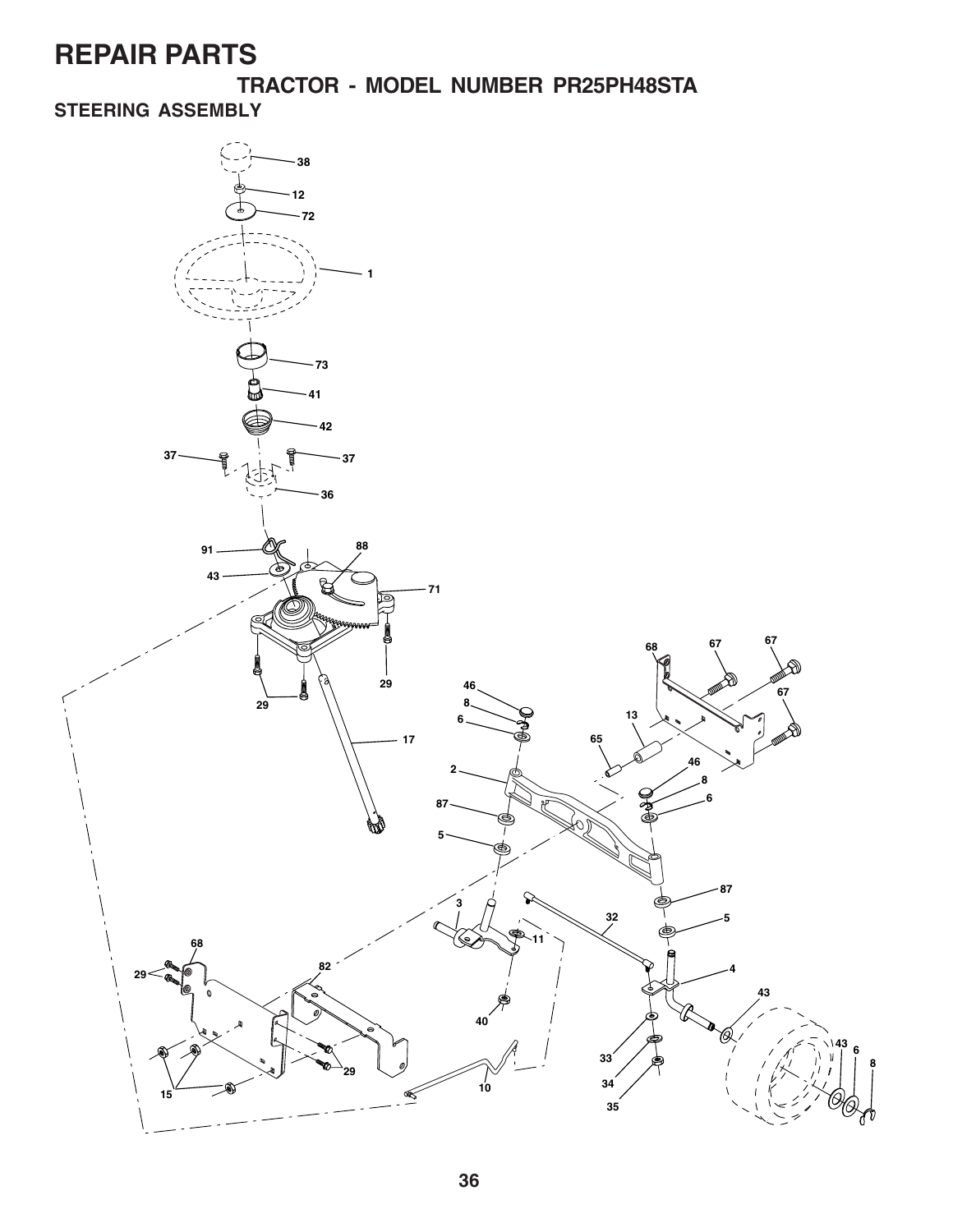# REPAIR PARTS

## TRACTOR - MODEL NUMBER PR25PH48STA

### STEERING ASSEMBLY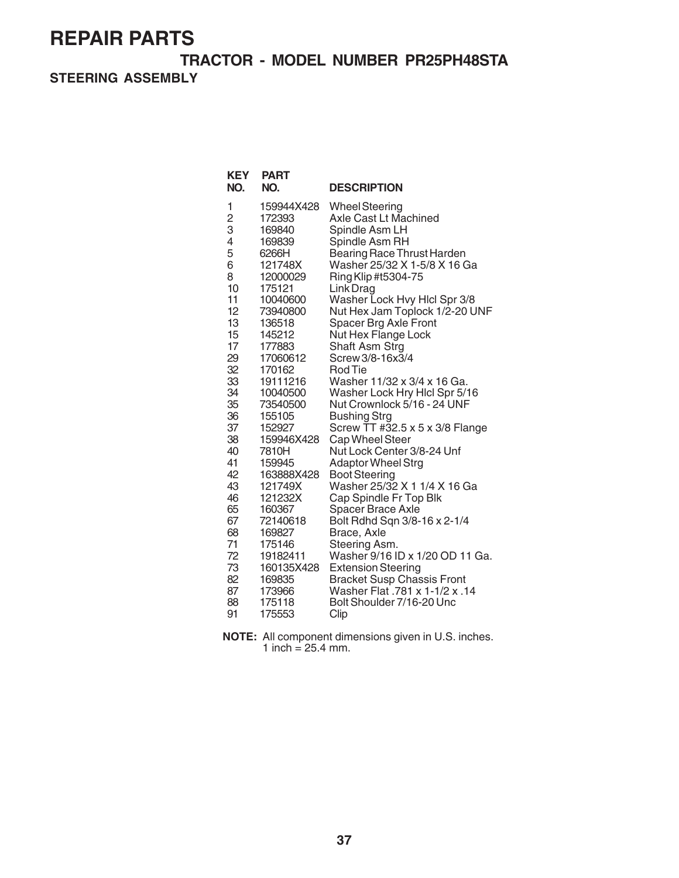# REPAIR PARTS

## TRACTOR - MODEL NUMBER PR25PH48STA

### STEERING ASSEMBLY

| KEY NO. | PART NO. | DESCRIPTION |
|---|---|---|
| 1 | 159944X428 | Wheel Steering |
| 2 | 172393 | Axle Cast Lt Machined |
| 3 | 169840 | Spindle Asm LH |
| 4 | 169839 | Spindle Asm RH |
| 5 | 6266H | Bearing Race Thrust Harden |
| 6 | 121748X | Washer 25/32 X 1-5/8 X 16 Ga |
| 8 | 12000029 | Ring Klip #t5304-75 |
| 10 | 175121 | Link Drag |
| 11 | 10040600 | Washer Lock Hvy Hlcl Spr 3/8 |
| 12 | 73940800 | Nut Hex Jam Toplock 1/2-20 UNF |
| 13 | 136518 | Spacer Brg Axle Front |
| 15 | 145212 | Nut Hex Flange Lock |
| 17 | 177883 | Shaft Asm Strg |
| 29 | 17060612 | Screw 3/8-16x3/4 |
| 32 | 170162 | Rod Tie |
| 33 | 19111216 | Washer 11/32 x 3/4 x 16 Ga. |
| 34 | 10040500 | Washer Lock Hry Hlcl Spr 5/16 |
| 35 | 73540500 | Nut Crownlock 5/16 - 24 UNF |
| 36 | 155105 | Bushing Strg |
| 37 | 152927 | Screw TT #32.5 x 5 x 3/8 Flange |
| 38 | 159946X428 | Cap Wheel Steer |
| 40 | 7810H | Nut Lock Center 3/8-24 Unf |
| 41 | 159945 | Adaptor Wheel Strg |
| 42 | 163888X428 | Boot Steering |
| 43 | 121749X | Washer 25/32 X 1 1/4 X 16 Ga |
| 46 | 121232X | Cap Spindle Fr Top Blk |
| 65 | 160367 | Spacer Brace Axle |
| 67 | 72140618 | Bolt Rdhd Sqn 3/8-16 x 2-1/4 |
| 68 | 169827 | Brace, Axle |
| 71 | 175146 | Steering Asm. |
| 72 | 19182411 | Washer 9/16 ID x 1/20 OD 11 Ga. |
| 73 | 160135X428 | Extension Steering |
| 82 | 169835 | Bracket Susp Chassis Front |
| 87 | 173966 | Washer Flat .781 x 1-1/2 x .14 |
| 88 | 175118 | Bolt Shoulder 7/16-20 Unc |
| 91 | 175553 | Clip |

**NOTE:** All component dimensions given in U.S. inches.
1 inch = 25.4 mm.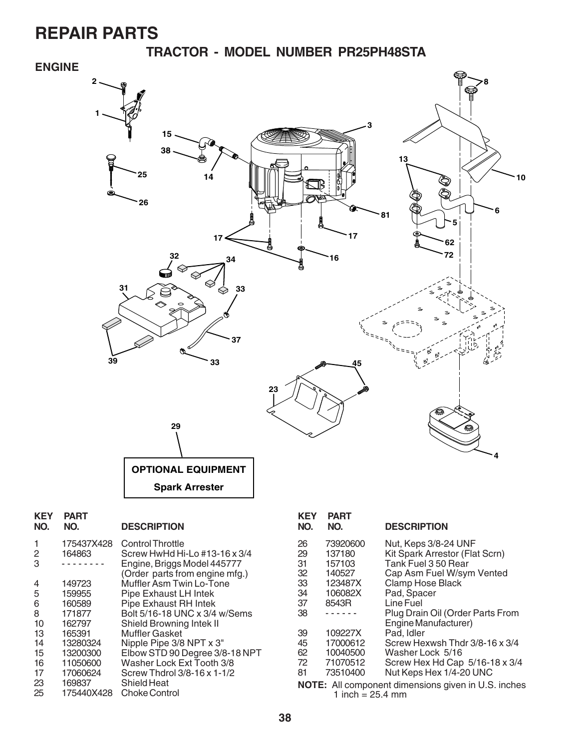# REPAIR PARTS

## TRACTOR - MODEL NUMBER PR25PH48STA

### ENGINE

**OPTIONAL EQUIPMENT**

**Spark Arrester**

| KEY NO. | PART NO. | DESCRIPTION |
|---|---|---|
| 1 | 175437X428 | Control Throttle |
| 2 | 164863 | Screw HwHd Hi-Lo #13-16 x 3/4 |
| 3 | - - - - - - - - | Engine, Briggs Model 445777 (Order parts from engine mfg.) |
| 4 | 149723 | Muffler Asm Twin Lo-Tone |
| 5 | 159955 | Pipe Exhaust LH Intek |
| 6 | 160589 | Pipe Exhaust RH Intek |
| 8 | 171877 | Bolt 5/16-18 UNC x 3/4 w/Sems |
| 10 | 162797 | Shield Browning Intek II |
| 13 | 165391 | Muffler Gasket |
| 14 | 13280324 | Nipple Pipe 3/8 NPT x 3" |
| 15 | 13200300 | Elbow STD 90 Degree 3/8-18 NPT |
| 16 | 11050600 | Washer Lock Ext Tooth 3/8 |
| 17 | 17060624 | Screw Thdrol 3/8-16 x 1-1/2 |
| 23 | 169837 | Shield Heat |
| 25 | 175440X428 | Choke Control |
| 26 | 73920600 | Nut, Keps 3/8-24 UNF |
| 29 | 137180 | Kit Spark Arrestor (Flat Scrn) |
| 31 | 157103 | Tank Fuel 3 50 Rear |
| 32 | 140527 | Cap Asm Fuel W/sym Vented |
| 33 | 123487X | Clamp Hose Black |
| 34 | 106082X | Pad, Spacer |
| 37 | 8543R | Line Fuel |
| 38 | - - - - - - | Plug Drain Oil (Order Parts From Engine Manufacturer) |
| 39 | 109227X | Pad, Idler |
| 45 | 17000612 | Screw Hexwsh Thdr 3/8-16 x 3/4 |
| 62 | 10040500 | Washer Lock 5/16 |
| 72 | 71070512 | Screw Hex Hd Cap 5/16-18 x 3/4 |
| 81 | 73510400 | Nut Keps Hex 1/4-20 UNC |

**NOTE:** All component dimensions given in U.S. inches
1 inch = 25.4 mm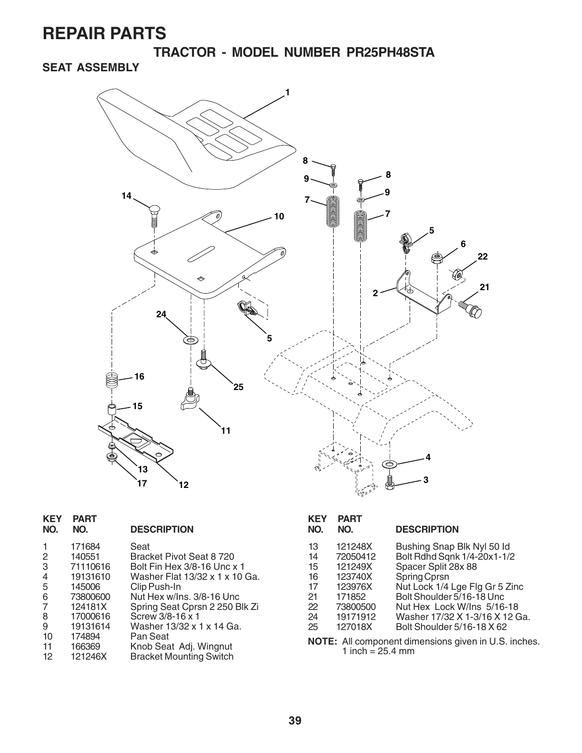# REPAIR PARTS

## TRACTOR - MODEL NUMBER PR25PH48STA

### SEAT ASSEMBLY

| KEY NO. | PART NO. | DESCRIPTION |
|---|---|---|
| 1 | 171684 | Seat |
| 2 | 140551 | Bracket Pivot Seat 8 720 |
| 3 | 71110616 | Bolt Fin Hex 3/8-16 Unc x 1 |
| 4 | 19131610 | Washer Flat 13/32 x 1 x 10 Ga. |
| 5 | 145006 | Clip Push-In |
| 6 | 73800600 | Nut Hex w/Ins. 3/8-16 Unc |
| 7 | 124181X | Spring Seat Cprsn 2 250 Blk Zi |
| 8 | 17000616 | Screw 3/8-16 x 1 |
| 9 | 19131614 | Washer 13/32 x 1 x 14 Ga. |
| 10 | 174894 | Pan Seat |
| 11 | 166369 | Knob Seat Adj. Wingnut |
| 12 | 121246X | Bracket Mounting Switch |
| 13 | 121248X | Bushing Snap Blk Nyl 50 Id |
| 14 | 72050412 | Bolt Rdhd Sqnk 1/4-20x1-1/2 |
| 15 | 121249X | Spacer Split 28x 88 |
| 16 | 123740X | Spring Cprsn |
| 17 | 123976X | Nut Lock 1/4 Lge Flg Gr 5 Zinc |
| 21 | 171852 | Bolt Shoulder 5/16-18 Unc |
| 22 | 73800500 | Nut Hex Lock W/Ins 5/16-18 |
| 24 | 19171912 | Washer 17/32 X 1-3/16 X 12 Ga. |
| 25 | 127018X | Bolt Shoulder 5/16-18 X 62 |

**NOTE:** All component dimensions given in U.S. inches. 1 inch = 25.4 mm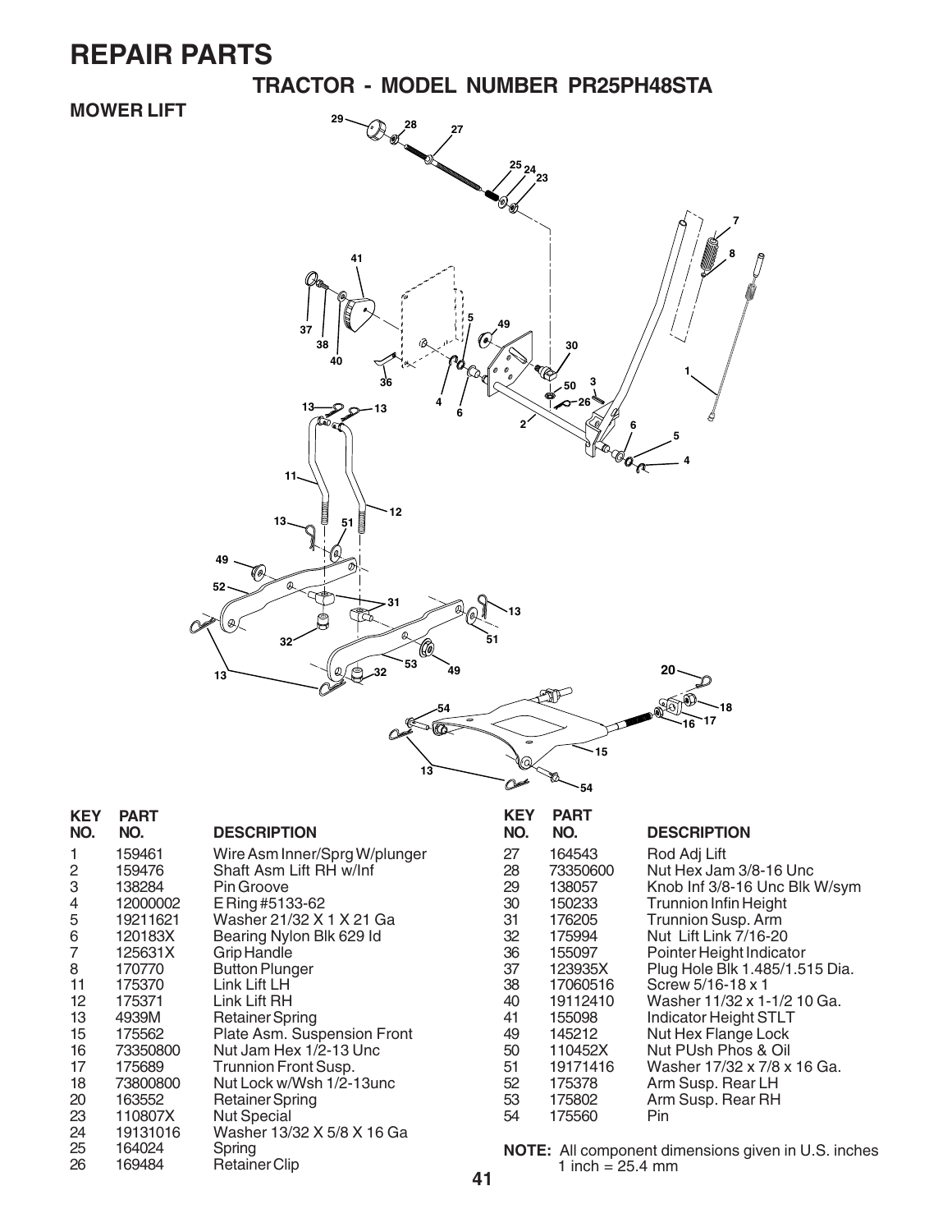# REPAIR PARTS

## TRACTOR - MODEL NUMBER PR25PH48STA

### MOWER LIFT

| KEY NO. | PART NO. | DESCRIPTION |
|---|---|---|
| 1 | 159461 | Wire Asm Inner/Sprg W/plunger |
| 2 | 159476 | Shaft Asm Lift RH w/Inf |
| 3 | 138284 | Pin Groove |
| 4 | 12000002 | E Ring #5133-62 |
| 5 | 19211621 | Washer 21/32 X 1 X 21 Ga |
| 6 | 120183X | Bearing Nylon Blk 629 Id |
| 7 | 125631X | Grip Handle |
| 8 | 170770 | Button Plunger |
| 11 | 175370 | Link Lift LH |
| 12 | 175371 | Link Lift RH |
| 13 | 4939M | Retainer Spring |
| 15 | 175562 | Plate Asm. Suspension Front |
| 16 | 73350800 | Nut Jam Hex 1/2-13 Unc |
| 17 | 175689 | Trunnion Front Susp. |
| 18 | 73800800 | Nut Lock w/Wsh 1/2-13unc |
| 20 | 163552 | Retainer Spring |
| 23 | 110807X | Nut Special |
| 24 | 19131016 | Washer 13/32 X 5/8 X 16 Ga |
| 25 | 164024 | Spring |
| 26 | 169484 | Retainer Clip |
| 27 | 164543 | Rod Adj Lift |
| 28 | 73350600 | Nut Hex Jam 3/8-16 Unc |
| 29 | 138057 | Knob Inf 3/8-16 Unc Blk W/sym |
| 30 | 150233 | Trunnion Infin Height |
| 31 | 176205 | Trunnion Susp. Arm |
| 32 | 175994 | Nut Lift Link 7/16-20 |
| 36 | 155097 | Pointer Height Indicator |
| 37 | 123935X | Plug Hole Blk 1.485/1.515 Dia. |
| 38 | 17060516 | Screw 5/16-18 x 1 |
| 40 | 19112410 | Washer 11/32 x 1-1/2 10 Ga. |
| 41 | 155098 | Indicator Height STLT |
| 49 | 145212 | Nut Hex Flange Lock |
| 50 | 110452X | Nut PUsh Phos & Oil |
| 51 | 19171416 | Washer 17/32 x 7/8 x 16 Ga. |
| 52 | 175378 | Arm Susp. Rear LH |
| 53 | 175802 | Arm Susp. Rear RH |
| 54 | 175560 | Pin |

**NOTE:** All component dimensions given in U.S. inches
1 inch = 25.4 mm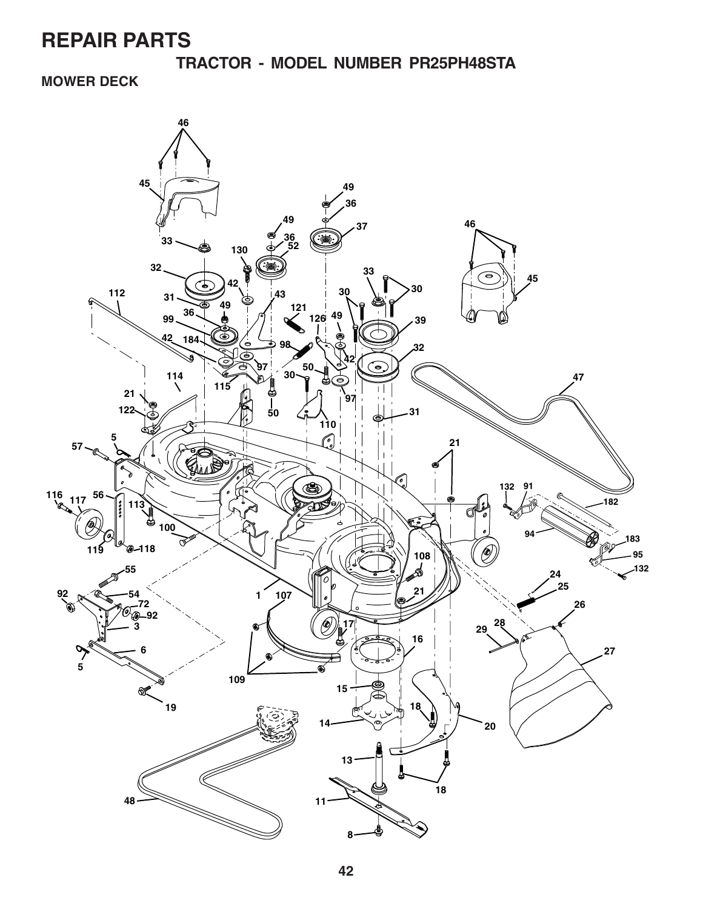# REPAIR PARTS

## TRACTOR - MODEL NUMBER PR25PH48STA

### MOWER DECK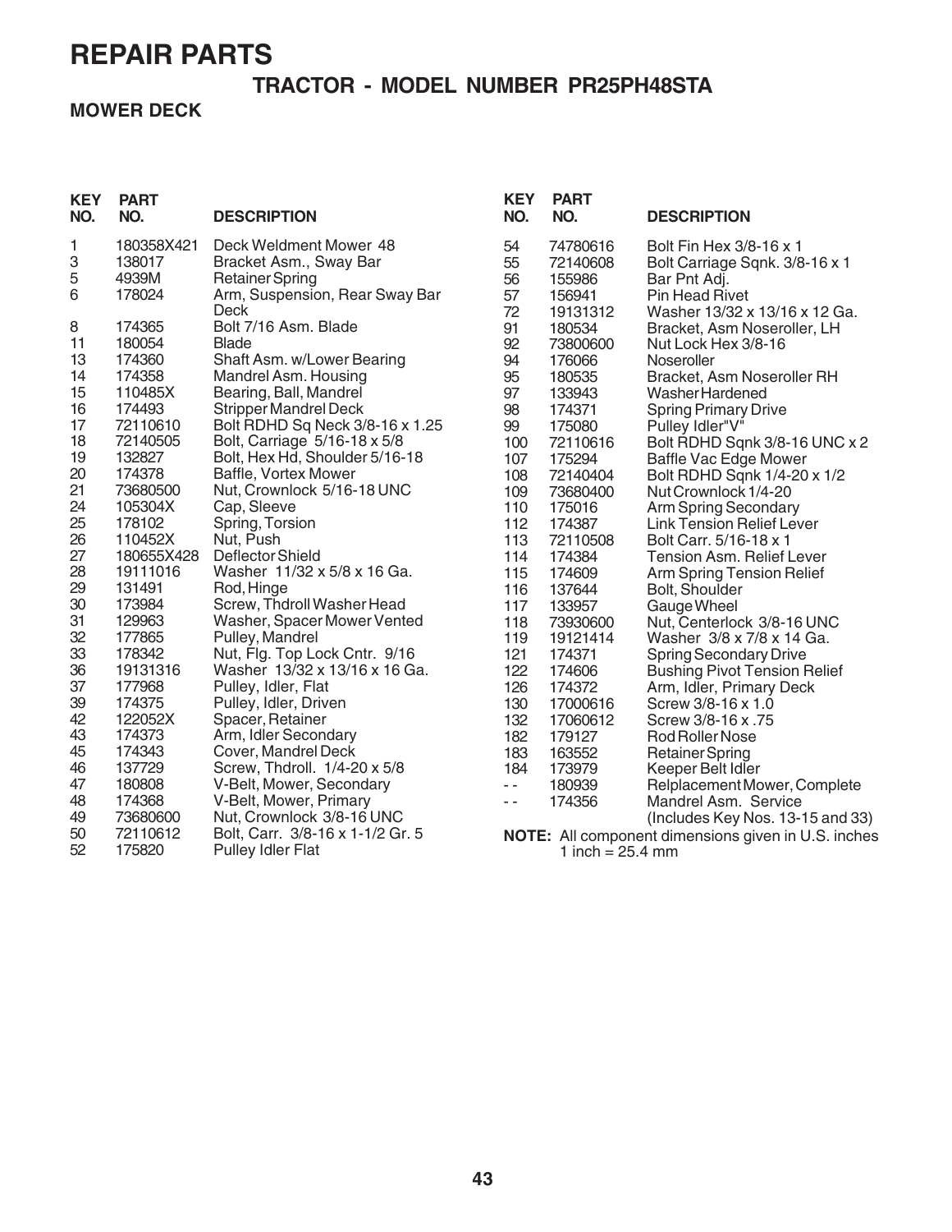# REPAIR PARTS

## TRACTOR - MODEL NUMBER PR25PH48STA

### MOWER DECK

| KEY NO. | PART NO. | DESCRIPTION |
|---|---|---|
| 1 | 180358X421 | Deck Weldment Mower 48 |
| 3 | 138017 | Bracket Asm., Sway Bar |
| 5 | 4939M | Retainer Spring |
| 6 | 178024 | Arm, Suspension, Rear Sway Bar Deck |
| 8 | 174365 | Bolt 7/16 Asm. Blade |
| 11 | 180054 | Blade |
| 13 | 174360 | Shaft Asm. w/Lower Bearing |
| 14 | 174358 | Mandrel Asm. Housing |
| 15 | 110485X | Bearing, Ball, Mandrel |
| 16 | 174493 | Stripper Mandrel Deck |
| 17 | 72110610 | Bolt RDHD Sq Neck 3/8-16 x 1.25 |
| 18 | 72140505 | Bolt, Carriage 5/16-18 x 5/8 |
| 19 | 132827 | Bolt, Hex Hd, Shoulder 5/16-18 |
| 20 | 174378 | Baffle, Vortex Mower |
| 21 | 73680500 | Nut, Crownlock 5/16-18 UNC |
| 24 | 105304X | Cap, Sleeve |
| 25 | 178102 | Spring, Torsion |
| 26 | 110452X | Nut, Push |
| 27 | 180655X428 | Deflector Shield |
| 28 | 19111016 | Washer 11/32 x 5/8 x 16 Ga. |
| 29 | 131491 | Rod, Hinge |
| 30 | 173984 | Screw, Thdroll Washer Head |
| 31 | 129963 | Washer, Spacer Mower Vented |
| 32 | 177865 | Pulley, Mandrel |
| 33 | 178342 | Nut, Flg. Top Lock Cntr. 9/16 |
| 36 | 19131316 | Washer 13/32 x 13/16 x 16 Ga. |
| 37 | 177968 | Pulley, Idler, Flat |
| 39 | 174375 | Pulley, Idler, Driven |
| 42 | 122052X | Spacer, Retainer |
| 43 | 174373 | Arm, Idler Secondary |
| 45 | 174343 | Cover, Mandrel Deck |
| 46 | 137729 | Screw, Thdroll. 1/4-20 x 5/8 |
| 47 | 180808 | V-Belt, Mower, Secondary |
| 48 | 174368 | V-Belt, Mower, Primary |
| 49 | 73680600 | Nut, Crownlock 3/8-16 UNC |
| 50 | 72110612 | Bolt, Carr. 3/8-16 x 1-1/2 Gr. 5 |
| 52 | 175820 | Pulley Idler Flat |
| 54 | 74780616 | Bolt Fin Hex 3/8-16 x 1 |
| 55 | 72140608 | Bolt Carriage Sqnk. 3/8-16 x 1 |
| 56 | 155986 | Bar Pnt Adj. |
| 57 | 156941 | Pin Head Rivet |
| 72 | 19131312 | Washer 13/32 x 13/16 x 12 Ga. |
| 91 | 180534 | Bracket, Asm Noseroller, LH |
| 92 | 73800600 | Nut Lock Hex 3/8-16 |
| 94 | 176066 | Noseroller |
| 95 | 180535 | Bracket, Asm Noseroller RH |
| 97 | 133943 | Washer Hardened |
| 98 | 174371 | Spring Primary Drive |
| 99 | 175080 | Pulley Idler"V" |
| 100 | 72110616 | Bolt RDHD Sqnk 3/8-16 UNC x 2 |
| 107 | 175294 | Baffle Vac Edge Mower |
| 108 | 72140404 | Bolt RDHD Sqnk 1/4-20 x 1/2 |
| 109 | 73680400 | Nut Crownlock 1/4-20 |
| 110 | 175016 | Arm Spring Secondary |
| 112 | 174387 | Link Tension Relief Lever |
| 113 | 72110508 | Bolt Carr. 5/16-18 x 1 |
| 114 | 174384 | Tension Asm. Relief Lever |
| 115 | 174609 | Arm Spring Tension Relief |
| 116 | 137644 | Bolt, Shoulder |
| 117 | 133957 | Gauge Wheel |
| 118 | 73930600 | Nut, Centerlock 3/8-16 UNC |
| 119 | 19121414 | Washer 3/8 x 7/8 x 14 Ga. |
| 121 | 174371 | Spring Secondary Drive |
| 122 | 174606 | Bushing Pivot Tension Relief |
| 126 | 174372 | Arm, Idler, Primary Deck |
| 130 | 17000616 | Screw 3/8-16 x 1.0 |
| 132 | 17060612 | Screw 3/8-16 x .75 |
| 182 | 179127 | Rod Roller Nose |
| 183 | 163552 | Retainer Spring |
| 184 | 173979 | Keeper Belt Idler |
| - - | 180939 | Relplacement Mower, Complete |
| - - | 174356 | Mandrel Asm. Service (Includes Key Nos. 13-15 and 33) |

**NOTE:** All component dimensions given in U.S. inches
1 inch = 25.4 mm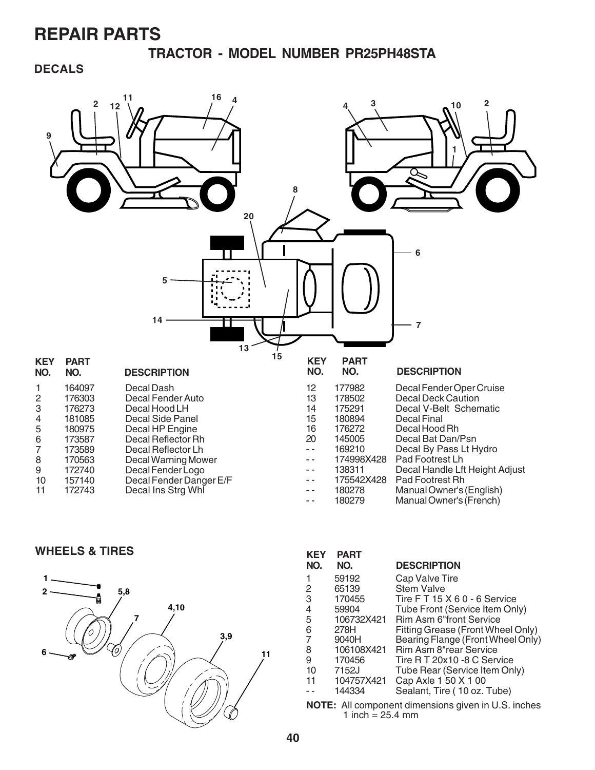# REPAIR PARTS

## TRACTOR - MODEL NUMBER PR25PH48STA

### DECALS

| KEY NO. | PART NO. | DESCRIPTION |
|---|---|---|
| 1 | 164097 | Decal Dash |
| 2 | 176303 | Decal Fender Auto |
| 3 | 176273 | Decal Hood LH |
| 4 | 181085 | Decal Side Panel |
| 5 | 180975 | Decal HP Engine |
| 6 | 173587 | Decal Reflector Rh |
| 7 | 173589 | Decal Reflector Lh |
| 8 | 170563 | Decal Warning Mower |
| 9 | 172740 | Decal Fender Logo |
| 10 | 157140 | Decal Fender Danger E/F |
| 11 | 172743 | Decal Ins Strg Whl |
| 12 | 177982 | Decal Fender Oper Cruise |
| 13 | 178502 | Decal Deck Caution |
| 14 | 175291 | Decal V-Belt Schematic |
| 15 | 180894 | Decal Final |
| 16 | 176272 | Decal Hood Rh |
| 20 | 145005 | Decal Bat Dan/Psn |
| - - | 169210 | Decal By Pass Lt Hydro |
| - - | 174998X428 | Pad Footrest Lh |
| - - | 138311 | Decal Handle Lft Height Adjust |
| - - | 175542X428 | Pad Footrest Rh |
| - - | 180278 | Manual Owner's (English) |
| - - | 180279 | Manual Owner's (French) |

### WHEELS & TIRES

| KEY NO. | PART NO. | DESCRIPTION |
|---|---|---|
| 1 | 59192 | Cap Valve Tire |
| 2 | 65139 | Stem Valve |
| 3 | 170455 | Tire F T 15 X 6 0 - 6 Service |
| 4 | 59904 | Tube Front (Service Item Only) |
| 5 | 106732X421 | Rim Asm 6"front Service |
| 6 | 278H | Fitting Grease (Front Wheel Only) |
| 7 | 9040H | Bearing Flange (Front Wheel Only) |
| 8 | 106108X421 | Rim Asm 8"rear Service |
| 9 | 170456 | Tire R T 20x10 -8 C Service |
| 10 | 7152J | Tube Rear (Service Item Only) |
| 11 | 104757X421 | Cap Axle 1 50 X 1 00 |
| - - | 144334 | Sealant, Tire ( 10 oz. Tube) |

**NOTE:** All component dimensions given in U.S. inches
1 inch = 25.4 mm